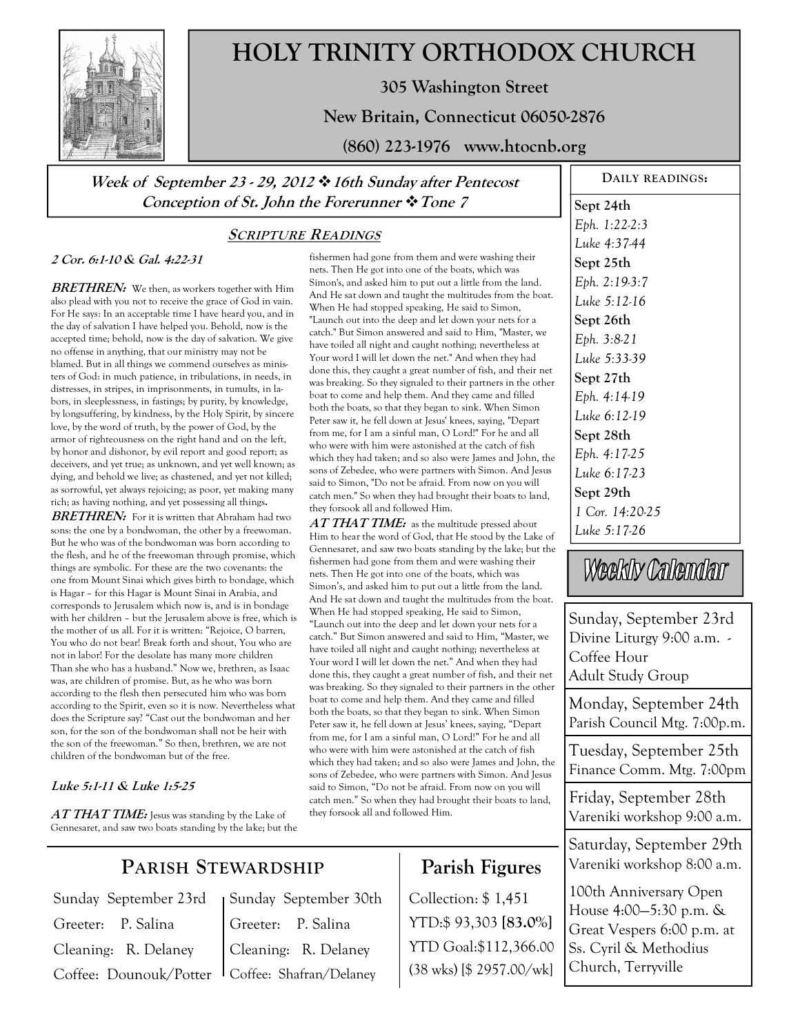# HOLY TRINITY ORTHODOX CHURCH

**305 Washington Street**

**New Britain, Connecticut 06050-2876**

**(860) 223-1976 www.htocnb.org**

***Week of September 23 - 29, 2012 ❖ 16th Sunday after Pentecost***
***Conception of St. John the Forerunner ❖ Tone 7***

## SCRIPTURE READINGS

**2 Cor. 6:1-10 & Gal. 4:22-31**

***BRETHREN:*** We then, as workers together with Him also plead with you not to receive the grace of God in vain. For He says: In an acceptable time I have heard you, and in the day of salvation I have helped you. Behold, now is the accepted time; behold, now is the day of salvation. We give no offense in anything, that our ministry may not be blamed. But in all things we commend ourselves as ministers of God: in much patience, in tribulations, in needs, in distresses, in stripes, in imprisonments, in tumults, in labors, in sleeplessness, in fastings; by purity, by knowledge, by longsuffering, by kindness, by the Holy Spirit, by sincere love, by the word of truth, by the power of God, by the armor of righteousness on the right hand and on the left, by honor and dishonor, by evil report and good report; as deceivers, and yet true; as unknown, and yet well known; as dying, and behold we live; as chastened, and yet not killed; as sorrowful, yet always rejoicing; as poor, yet making many rich; as having nothing, and yet possessing all things**.**

***BRETHREN:*** For it is written that Abraham had two sons: the one by a bondwoman, the other by a freewoman. But he who was of the bondwoman was born according to the flesh, and he of the freewoman through promise, which things are symbolic. For these are the two covenants: the one from Mount Sinai which gives birth to bondage, which is Hagar – for this Hagar is Mount Sinai in Arabia, and corresponds to Jerusalem which now is, and is in bondage with her children – but the Jerusalem above is free, which is the mother of us all. For it is written: "Rejoice, O barren, You who do not bear! Break forth and shout, You who are not in labor! For the desolate has many more children Than she who has a husband." Now we, brethren, as Isaac was, are children of promise. But, as he who was born according to the flesh then persecuted him who was born according to the Spirit, even so it is now. Nevertheless what does the Scripture say? "Cast out the bondwoman and her son, for the son of the bondwoman shall not be heir with the son of the freewoman." So then, brethren, we are not children of the bondwoman but of the free.

**Luke 5:1-11 & Luke 1:5-25**

***AT THAT TIME:*** Jesus was standing by the Lake of Gennesaret, and saw two boats standing by the lake; but the fishermen had gone from them and were washing their nets. Then He got into one of the boats, which was Simon's, and asked him to put out a little from the land. And He sat down and taught the multitudes from the boat. When He had stopped speaking, He said to Simon, "Launch out into the deep and let down your nets for a catch." But Simon answered and said to Him, "Master, we have toiled all night and caught nothing; nevertheless at Your word I will let down the net." And when they had done this, they caught a great number of fish, and their net was breaking. So they signaled to their partners in the other boat to come and help them. And they came and filled both the boats, so that they began to sink. When Simon Peter saw it, he fell down at Jesus' knees, saying, "Depart from me, for I am a sinful man, O Lord!" For he and all who were with him were astonished at the catch of fish which they had taken; and so also were James and John, the sons of Zebedee, who were partners with Simon. And Jesus said to Simon, "Do not be afraid. From now on you will catch men." So when they had brought their boats to land, they forsook all and followed Him.

***AT THAT TIME:*** as the multitude pressed about Him to hear the word of God, that He stood by the Lake of Gennesaret, and saw two boats standing by the lake; but the fishermen had gone from them and were washing their nets. Then He got into one of the boats, which was Simon's, and asked him to put out a little from the land. And He sat down and taught the multitudes from the boat. When He had stopped speaking, He said to Simon, "Launch out into the deep and let down your nets for a catch." But Simon answered and said to Him, "Master, we have toiled all night and caught nothing; nevertheless at Your word I will let down the net." And when they had done this, they caught a great number of fish, and their net was breaking. So they signaled to their partners in the other boat to come and help them. And they came and filled both the boats, so that they began to sink. When Simon Peter saw it, he fell down at Jesus' knees, saying, "Depart from me, for I am a sinful man, O Lord!" For he and all who were with him were astonished at the catch of fish which they had taken; and so also were James and John, the sons of Zebedee, who were partners with Simon. And Jesus said to Simon, "Do not be afraid. From now on you will catch men." So when they had brought their boats to land, they forsook all and followed Him.

## DAILY READINGS:

**Sept 24th**
*Eph. 1:22-2:3*
*Luke 4:37-44*

**Sept 25th**
*Eph. 2:19-3:7*
*Luke 5:12-16*

**Sept 26th**
*Eph. 3:8-21*
*Luke 5:33-39*

**Sept 27th**
*Eph. 4:14-19*
*Luke 6:12-19*

**Sept 28th**
*Eph. 4:17-25*
*Luke 6:17-23*

**Sept 29th**
*1 Cor. 14:20-25*
*Luke 5:17-26*

## Weekly Calendar

**Sunday, September 23rd**
Divine Liturgy 9:00 a.m. -
Coffee Hour
Adult Study Group

**Monday, September 24th**
Parish Council Mtg. 7:00p.m.

**Tuesday, September 25th**
Finance Comm. Mtg. 7:00pm

**Friday, September 28th**
Vareniki workshop 9:00 a.m.

**Saturday, September 29th**
Vareniki workshop 8:00 a.m.

100th Anniversary Open House 4:00—5:30 p.m. & Great Vespers 6:00 p.m. at Ss. Cyril & Methodius Church, Terryville

## PARISH STEWARDSHIP

| Sunday September 23rd | Sunday September 30th |
|---|---|
| Greeter: P. Salina | Greeter: P. Salina |
| Cleaning: R. Delaney | Cleaning: R. Delaney |
| Coffee: Dounouk/Potter | Coffee: Shafran/Delaney |

## Parish Figures

Collection: $ 1,451

YTD:$ 93,303 **[83.0%]**

YTD Goal:$112,366.00

(38 wks) [$ 2957.00/wk]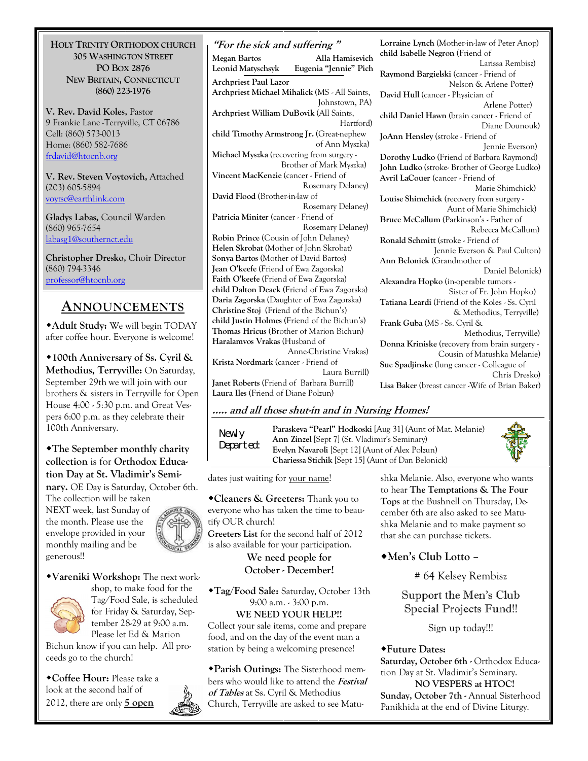**Holy Trinity Orthodox Church**
**305 Washington Street**
**PO Box 2876**
**New Britain, Connecticut**
**(860) 223-1976**

**V. Rev. David Koles,** Pastor
9 Frankie Lane -Terryville, CT 06786
Cell: (860) 573-0013
Home: (860) 582-7686
frdavid@htocnb.org

**V. Rev. Steven Voytovich,** Attached
(203) 605-5894
voytsc@earthlink.com

**Gladys Labas,** Council Warden
(860) 965-7654
labasg1@southernct.edu

**Christopher Dresko,** Choir Director
(860) 794-3346
professor@htocnb.org

## Announcements

◆**Adult Study:** We will begin TODAY after coffee hour. Everyone is welcome!

◆**100th Anniversary of Ss. Cyril & Methodius, Terryville:** On Saturday, September 29th we will join with our brothers & sisters in Terryville for Open House 4:00 - 5:30 p.m. and Great Vespers 6:00 p.m. as they celebrate their 100th Anniversary.

◆**The September monthly charity collection** is for **Orthodox Education Day at St. Vladimir's Seminary.** OE Day is Saturday, October 6th. The collection will be taken NEXT week, last Sunday of the month. Please use the envelope provided in your monthly mailing and be generous!!

◆**Vareniki Workshop:** The next workshop, to make food for the Tag/Food Sale, is scheduled for Friday & Saturday, September 28-29 at 9:00 a.m. Please let Ed & Marion Bichun know if you can help. All proceeds go to the church!

◆**Coffee Hour:** Please take a look at the second half of 2012, there are only **5 open** dates just waiting for your name!

◆**Cleaners & Greeters:** Thank you to everyone who has taken the time to beautify OUR church!
**Greeters List** for the second half of 2012 is also available for your participation.

**We need people for October - December!**

◆**Tag/Food Sale:** Saturday, October 13th 9:00 a.m. - 3:00 p.m.
**WE NEED YOUR HELP!!**
Collect your sale items, come and prepare food, and on the day of the event man a station by being a welcoming presence!

◆**Parish Outings:** The Sisterhood members who would like to attend the ***Festival of Tables*** at Ss. Cyril & Methodius Church, Terryville are asked to see Matushka Melanie. Also, everyone who wants to hear **The Temptations & The Four Tops** at the Bushnell on Thursday, December 6th are also asked to see Matushka Melanie and to make payment so that she can purchase tickets.

◆**Men's Club Lotto –**

# 64 Kelsey Rembisz

Support the Men's Club Special Projects Fund!!

Sign up today!!!

◆**Future Dates:**
**Saturday, October 6th -** Orthodox Education Day at St. Vladimir's Seminary.
**NO VESPERS at HTOC!**
**Sunday, October 7th -** Annual Sisterhood Panikhida at the end of Divine Liturgy.

## *"For the sick and suffering"*

**Megan Bartos**
**Alla Hamisevich**
**Leonid Matyschsyk**
**Eugenia "Jennie" Pich**
**Archpriest Paul Lazor**
**Archpriest Michael Mihalick** (MS - All Saints, Johnstown, PA)
**Archpriest William DuBovik** (All Saints, Hartford)
**child Timothy Armstrong Jr.** (Great-nephew of Ann Myszka)
**Michael Myszka** (recovering from surgery - Brother of Mark Myszka)
**Vincent MacKenzie** (cancer - Friend of Rosemary Delaney)
**David Flood** (Brother-in-law of Rosemary Delaney)
**Patricia Miniter** (cancer - Friend of Rosemary Delaney)
**Robin Prince** (Cousin of John Delaney)
**Helen Skrobat** (Mother of John Skrobat)
**Sonya Bartos** (Mother of David Bartos)
**Jean O'keefe** (Friend of Ewa Zagorska)
**Faith O'keefe** (Friend of Ewa Zagorska)
**child Dalton Deack** (Friend of Ewa Zagorska)
**Daria Zagorska** (Daughter of Ewa Zagorska)
**Christine Stoj** (Friend of the Bichun's)
**child Justin Holmes** (Friend of the Bichun's)
**Thomas Hricus** (Brother of Marion Bichun)
**Haralamvos Vrakas** (Husband of Anne-Christine Vrakas)
**Krista Nordmark** (cancer - Friend of Laura Burrill)
**Janet Roberts** (Friend of Barbara Burrill)
**Laura Iles** (Friend of Diane Polzun)
**Lorraine Lynch** (Mother-in-law of Peter Anop)
**child Isabelle Negron** (Friend of Larissa Rembisz)
**Raymond Bargielski** (cancer - Friend of Nelson & Arlene Potter)
**David Hull** (cancer - Physician of Arlene Potter)
**child Daniel Hawn** (brain cancer - Friend of Diane Dounouk)
**JoAnn Hensley** (stroke - Friend of Jennie Everson)
**Dorothy Ludko** (Friend of Barbara Raymond)
**John Ludko** (stroke- Brother of George Ludko)
**Avril LaCouer** (cancer - Friend of Marie Shimchick)
**Louise Shimchick** (recovery from surgery - Aunt of Marie Shimchick)
**Bruce McCallum** (Parkinson's - Father of Rebecca McCallum)
**Ronald Schmitt** (stroke - Friend of Jennie Everson & Paul Culton)
**Ann Belonick** (Grandmother of Daniel Belonick)
**Alexandra Hopko** (in-operable tumors - Sister of Fr. John Hopko)
**Tatiana Leardi** (Friend of the Koles - Ss. Cyril & Methodius, Terryville)
**Frank Guba** (MS - Ss. Cyril & Methodius, Terryville)
**Donna Kriniske** (recovery from brain surgery - Cousin of Matushka Melanie)
**Sue Spadjinske** (lung cancer - Colleague of Chris Dresko)
**Lisa Baker** (breast cancer -Wife of Brian Baker)

***..... and all those shut-in and in Nursing Homes!***

Newly Departed:

**Paraskeva "Pearl" Hodkoski** [Aug 31] (Aunt of Mat. Melanie)
**Ann Zinzel** [Sept 7] (St. Vladimir's Seminary)
**Evelyn Navaroli** [Sept 12] (Aunt of Alex Polzun)
**Chariessa Stichik** [Sept 15] (Aunt of Dan Belonick)